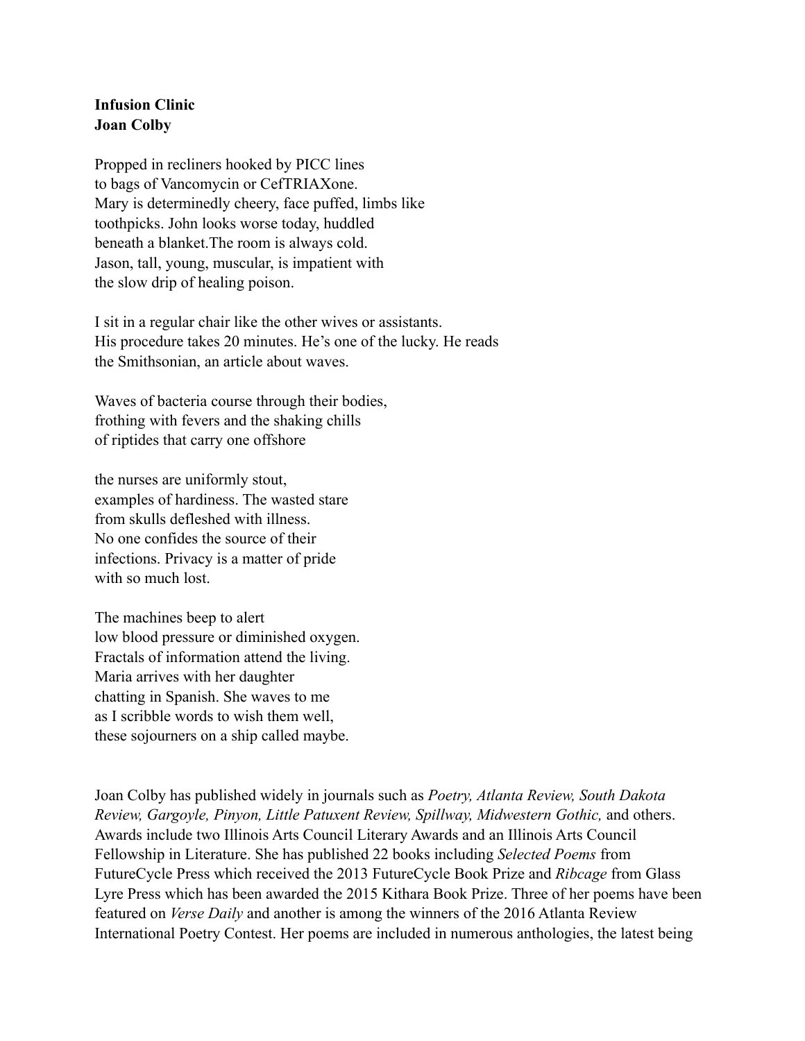**Infusion Clinic**
**Joan Colby**

Propped in recliners hooked by PICC lines
to bags of Vancomycin or CefTRIAXone.
Mary is determinedly cheery, face puffed, limbs like
toothpicks. John looks worse today, huddled
beneath a blanket.The room is always cold.
Jason, tall, young, muscular, is impatient with
the slow drip of healing poison.

I sit in a regular chair like the other wives or assistants.
His procedure takes 20 minutes. He's one of the lucky. He reads
the Smithsonian, an article about waves.

Waves of bacteria course through their bodies,
frothing with fevers and the shaking chills
of riptides that carry one offshore

the nurses are uniformly stout,
examples of hardiness. The wasted stare
from skulls defleshed with illness.
No one confides the source of their
infections. Privacy is a matter of pride
with so much lost.

The machines beep to alert
low blood pressure or diminished oxygen.
Fractals of information attend the living.
Maria arrives with her daughter
chatting in Spanish. She waves to me
as I scribble words to wish them well,
these sojourners on a ship called maybe.

Joan Colby has published widely in journals such as *Poetry, Atlanta Review, South Dakota Review, Gargoyle, Pinyon, Little Patuxent Review, Spillway, Midwestern Gothic,* and others. Awards include two Illinois Arts Council Literary Awards and an Illinois Arts Council Fellowship in Literature. She has published 22 books including *Selected Poems* from FutureCycle Press which received the 2013 FutureCycle Book Prize and *Ribcage* from Glass Lyre Press which has been awarded the 2015 Kithara Book Prize. Three of her poems have been featured on *Verse Daily* and another is among the winners of the 2016 Atlanta Review International Poetry Contest. Her poems are included in numerous anthologies, the latest being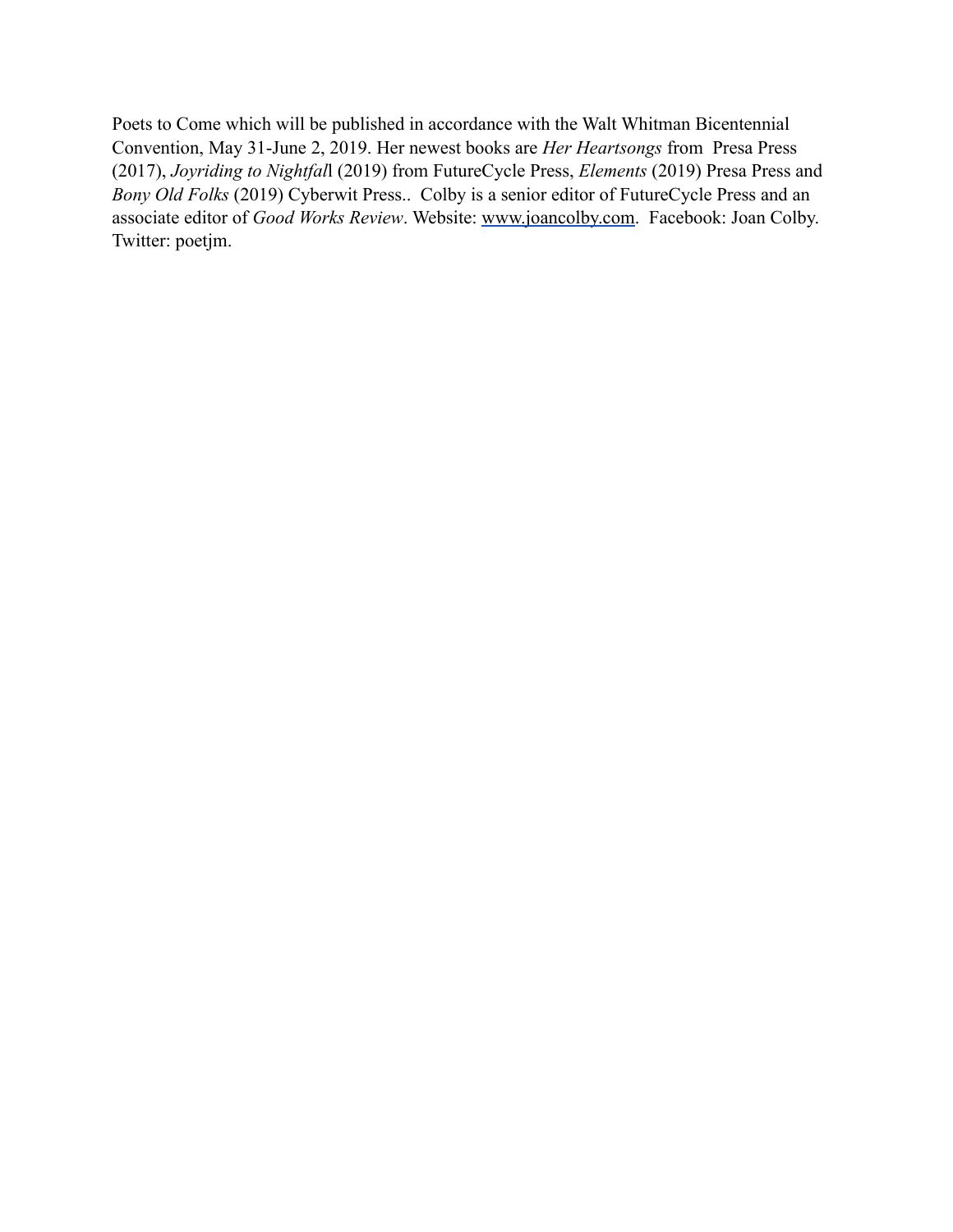Poets to Come which will be published in accordance with the Walt Whitman Bicentennial Convention, May 31-June 2, 2019. Her newest books are *Her Heartsongs* from Presa Press (2017), *Joyriding to Nightfal*l (2019) from FutureCycle Press, *Elements* (2019) Presa Press and *Bony Old Folks* (2019) Cyberwit Press.. Colby is a senior editor of FutureCycle Press and an associate editor of *Good Works Review*. Website: www.joancolby.com. Facebook: Joan Colby. Twitter: poetjm.